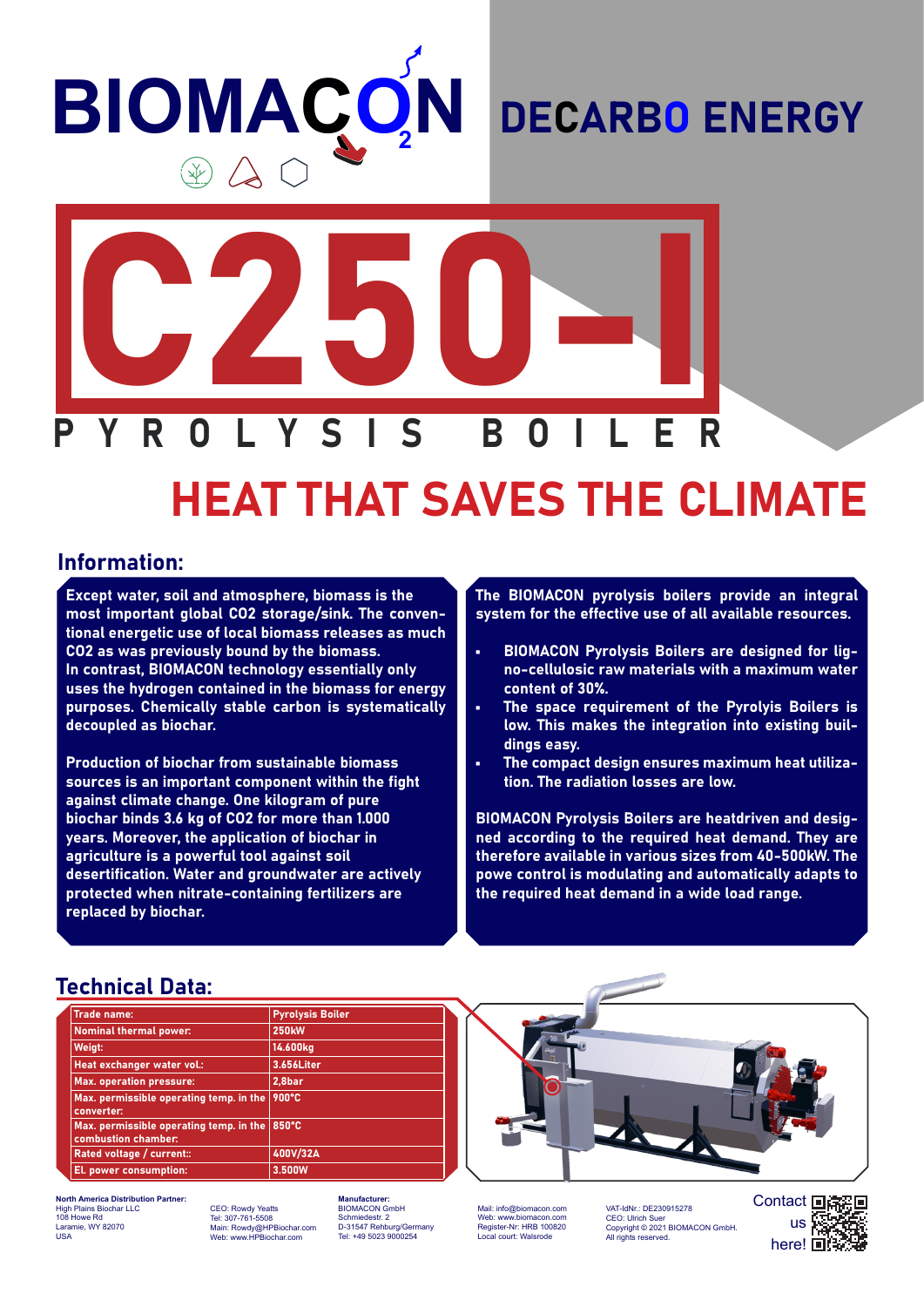# BIOMACON

## DECARBO ENERGY

# C250-I

## PYROLYSIS BOILER

## HEAT THAT SAVES THE CLIMATE

## Information:

**Except water, soil and atmosphere, biomass is the most important global CO2 storage/sink. The conventional energetic use of local biomass releases as much CO2 as was previously bound by the biomass. In contrast, BIOMACON technology essentially only uses the hydrogen contained in the biomass for energy purposes. Chemically stable carbon is systematically decoupled as biochar.**

**Production of biochar from sustainable biomass sources is an important component within the fight against climate change. One kilogram of pure biochar binds 3.6 kg of CO2 for more than 1.000 years. Moreover, the application of biochar in agriculture is a powerful tool against soil desertification. Water and groundwater are actively protected when nitrate-containing fertilizers are replaced by biochar.**

**The BIOMACON pyrolysis boilers provide an integral system for the effective use of all available resources.**

- **BIOMACON Pyrolysis Boilers are designed for ligno-cellulosic raw materials with a maximum water content of 30%.**
- **The space requirement of the Pyrolyis Boilers is low. This makes the integration into existing buildings easy.**
- **The compact design ensures maximum heat utilization. The radiation losses are low.**

**BIOMACON Pyrolysis Boilers are heatdriven and designed according to the required heat demand. They are therefore available in various sizes from 40-500kW. The powe control is modulating and automatically adapts to the required heat demand in a wide load range.**

## Technical Data:

| Trade name: | Pyrolysis Boiler |
|---|---|
| Nominal thermal power: | 250kW |
| Weigt: | 14.600kg |
| Heat exchanger water vol.: | 3.656Liter |
| Max. operation pressure: | 2,8bar |
| Max. permissible operating temp. in the converter: | 900°C |
| Max. permissible operating temp. in the combustion chamber: | 850°C |
| Rated voltage / current:: | 400V/32A |
| El. power consumption: | 3.500W |

**North America Distribution Partner:**
High Plains Biochar LLC
108 Howe Rd
Laramie, WY 82070
USA

CEO: Rowdy Yeatts
Tel: 307-761-5508
Main: Rowdy@HPBiochar.com
Web: www.HPBiochar.com

**Manufacturer:**
BIOMACON GmbH
Schmiedestr. 2
D-31547 Rehburg/Germany
Tel: +49 5023 9000254

Mail: info@biomacon.com
Web: www.biomacon.com
Register-Nr: HRB 100820
Local court: Walsrode

VAT-IdNr.: DE230915278
CEO: Ulrich Suer
Copyright © 2021 BIOMACON GmbH.
All rights reserved.

Contact us here!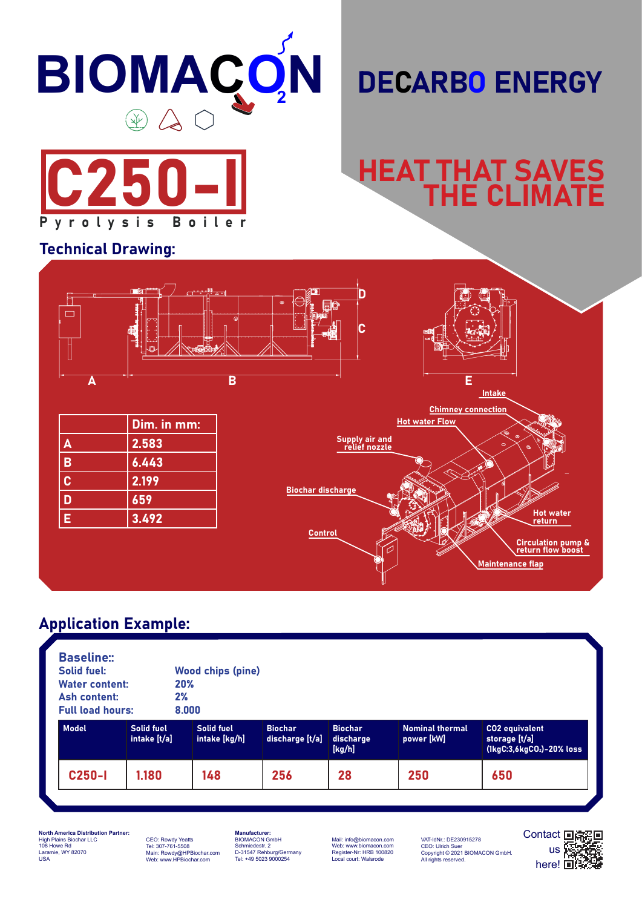# BIOMACON

# DECARBO ENERGY

# C250-I

Pyrolysis Boiler

## HEAT THAT SAVES THE CLIMATE

## Technical Drawing:

A

B

C

D

E

| | Dim. in mm: |
|---|---|
| A | 2.583 |
| B | 6.443 |
| C | 2.199 |
| D | 659 |
| E | 3.492 |

Intake

Chimney connection

Hot water Flow

Supply air and relief nozzle

Biochar discharge

Control

Hot water return

Circulation pump & return flow boost

Maintenance flap

## Application Example:

**Baseline::**

| | |
|---|---|
| Solid fuel: | Wood chips (pine) |
| Water content: | 20% |
| Ash content: | 2% |
| Full load hours: | 8.000 |

| Model | Solid fuel intake [t/a] | Solid fuel intake [kg/h] | Biochar discharge [t/a] | Biochar discharge [kg/h] | Nominal thermal power [kW] | CO2 equivalent storage [t/a] (1kgC:3,6kg$CO_2$)-20% loss |
|---|---|---|---|---|---|---|
| C250-I | 1.180 | 148 | 256 | 28 | 250 | 650 |

**North America Distribution Partner:**
High Plains Biochar LLC
108 Howe Rd
Laramie, WY 82070
USA

CEO: Rowdy Yeatts
Tel: 307-761-5508
Main: Rowdy@HPBiochar.com
Web: www.HPBiochar.com

**Manufacturer:**
BIOMACON GmbH
Schmiedestr. 2
D-31547 Rehburg/Germany
Tel: +49 5023 9000254

Mail: info@biomacon.com
Web: www.biomacon.com
Register-Nr: HRB 100820
Local court: Walsrode

VAT-IdNr.: DE230915278
CEO: Ulrich Suer
Copyright © 2021 BIOMACON GmbH.
All rights reserved.

Contact us here!